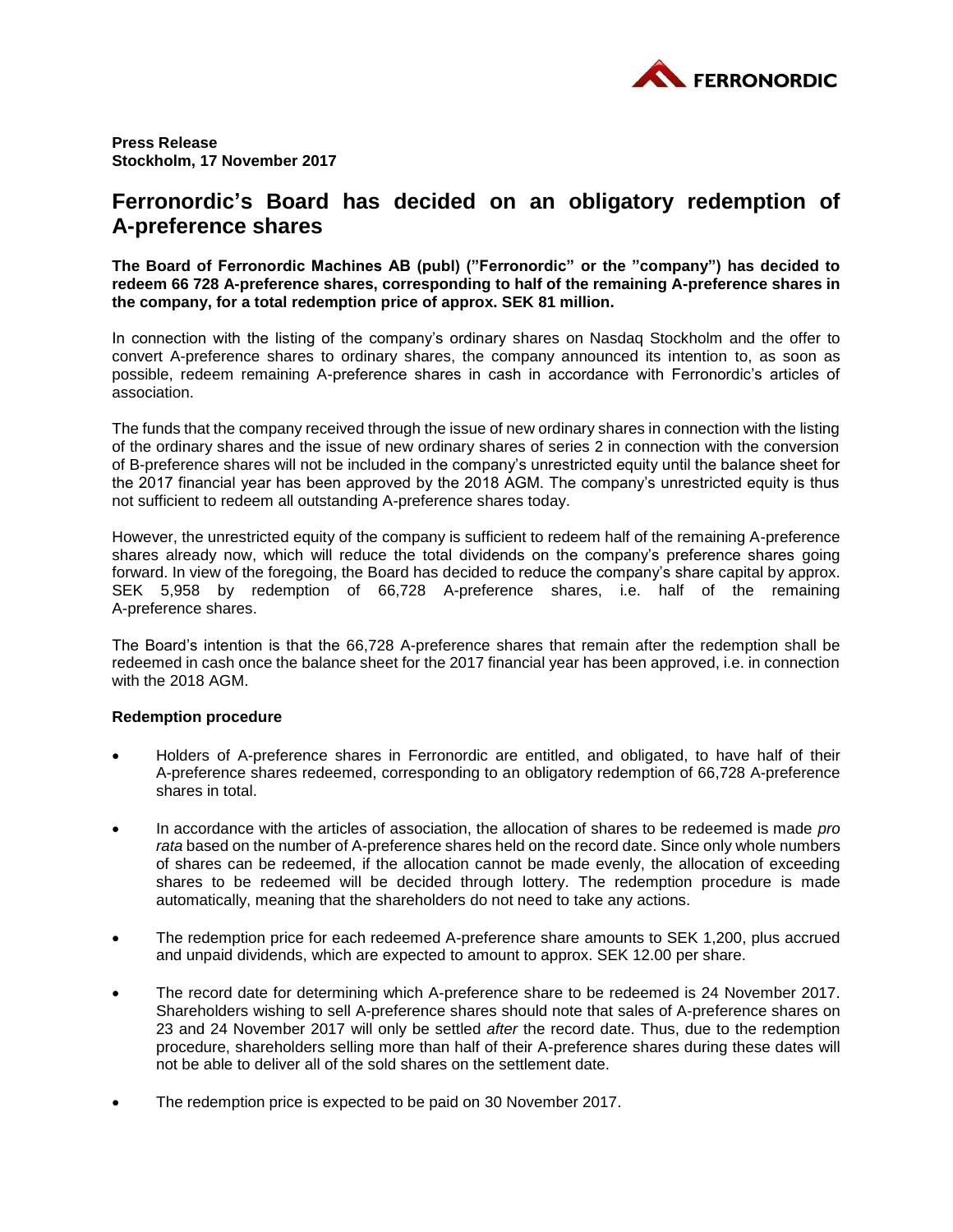**Press Release**
**Stockholm, 17 November 2017**

# Ferronordic's Board has decided on an obligatory redemption of A-preference shares

**The Board of Ferronordic Machines AB (publ) ("Ferronordic" or the "company") has decided to redeem 66 728 A-preference shares, corresponding to half of the remaining A-preference shares in the company, for a total redemption price of approx. SEK 81 million.**

In connection with the listing of the company's ordinary shares on Nasdaq Stockholm and the offer to convert A-preference shares to ordinary shares, the company announced its intention to, as soon as possible, redeem remaining A-preference shares in cash in accordance with Ferronordic's articles of association.

The funds that the company received through the issue of new ordinary shares in connection with the listing of the ordinary shares and the issue of new ordinary shares of series 2 in connection with the conversion of B-preference shares will not be included in the company's unrestricted equity until the balance sheet for the 2017 financial year has been approved by the 2018 AGM. The company's unrestricted equity is thus not sufficient to redeem all outstanding A-preference shares today.

However, the unrestricted equity of the company is sufficient to redeem half of the remaining A-preference shares already now, which will reduce the total dividends on the company's preference shares going forward. In view of the foregoing, the Board has decided to reduce the company's share capital by approx. SEK 5,958 by redemption of 66,728 A-preference shares, i.e. half of the remaining A-preference shares.

The Board's intention is that the 66,728 A-preference shares that remain after the redemption shall be redeemed in cash once the balance sheet for the 2017 financial year has been approved, i.e. in connection with the 2018 AGM.

**Redemption procedure**

- Holders of A-preference shares in Ferronordic are entitled, and obligated, to have half of their A-preference shares redeemed, corresponding to an obligatory redemption of 66,728 A-preference shares in total.
- In accordance with the articles of association, the allocation of shares to be redeemed is made *pro rata* based on the number of A-preference shares held on the record date. Since only whole numbers of shares can be redeemed, if the allocation cannot be made evenly, the allocation of exceeding shares to be redeemed will be decided through lottery. The redemption procedure is made automatically, meaning that the shareholders do not need to take any actions.
- The redemption price for each redeemed A-preference share amounts to SEK 1,200, plus accrued and unpaid dividends, which are expected to amount to approx. SEK 12.00 per share.
- The record date for determining which A-preference share to be redeemed is 24 November 2017. Shareholders wishing to sell A-preference shares should note that sales of A-preference shares on 23 and 24 November 2017 will only be settled *after* the record date. Thus, due to the redemption procedure, shareholders selling more than half of their A-preference shares during these dates will not be able to deliver all of the sold shares on the settlement date.
- The redemption price is expected to be paid on 30 November 2017.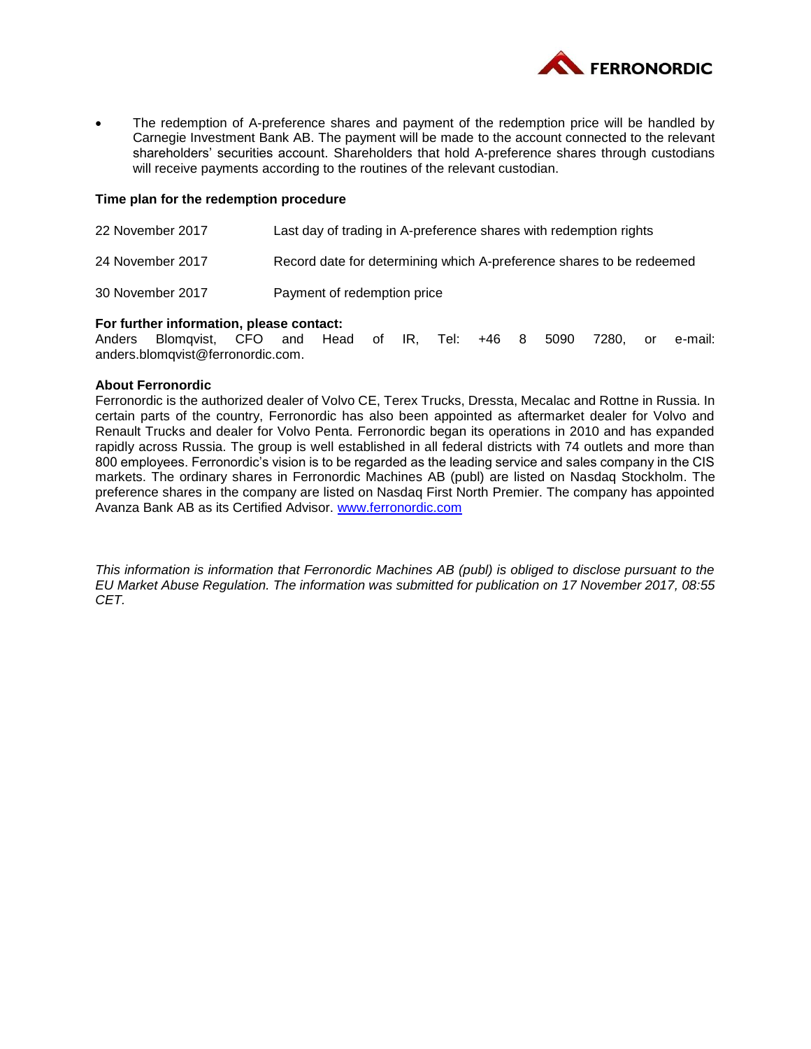- The redemption of A-preference shares and payment of the redemption price will be handled by Carnegie Investment Bank AB. The payment will be made to the account connected to the relevant shareholders' securities account. Shareholders that hold A-preference shares through custodians will receive payments according to the routines of the relevant custodian.

**Time plan for the redemption procedure**

| | |
|---|---|
| 22 November 2017 | Last day of trading in A-preference shares with redemption rights |
| 24 November 2017 | Record date for determining which A-preference shares to be redeemed |
| 30 November 2017 | Payment of redemption price |

**For further information, please contact:**
Anders Blomqvist, CFO and Head of IR, Tel: +46 8 5090 7280, or e-mail: anders.blomqvist@ferronordic.com.

**About Ferronordic**
Ferronordic is the authorized dealer of Volvo CE, Terex Trucks, Dressta, Mecalac and Rottne in Russia. In certain parts of the country, Ferronordic has also been appointed as aftermarket dealer for Volvo and Renault Trucks and dealer for Volvo Penta. Ferronordic began its operations in 2010 and has expanded rapidly across Russia. The group is well established in all federal districts with 74 outlets and more than 800 employees. Ferronordic's vision is to be regarded as the leading service and sales company in the CIS markets. The ordinary shares in Ferronordic Machines AB (publ) are listed on Nasdaq Stockholm. The preference shares in the company are listed on Nasdaq First North Premier. The company has appointed Avanza Bank AB as its Certified Advisor. [www.ferronordic.com](http://www.ferronordic.com)

*This information is information that Ferronordic Machines AB (publ) is obliged to disclose pursuant to the EU Market Abuse Regulation. The information was submitted for publication on 17 November 2017, 08:55 CET.*